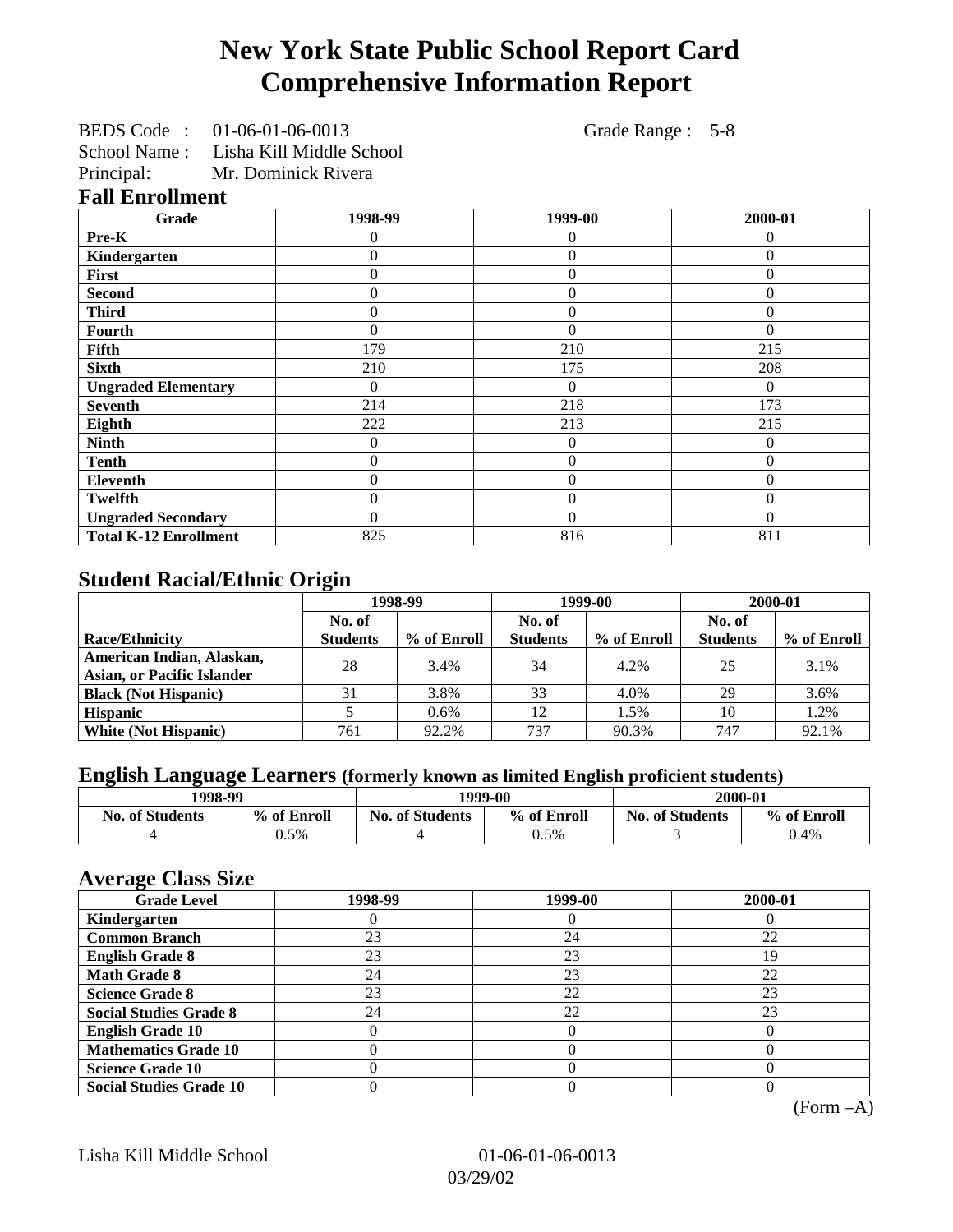# New York State Public School Report Card
# Comprehensive Information Report

BEDS Code : 01-06-01-06-0013 Grade Range : 5-8

School Name : Lisha Kill Middle School

Principal: Mr. Dominick Rivera

## Fall Enrollment

| Grade | 1998-99 | 1999-00 | 2000-01 |
|---|---|---|---|
| **Pre-K** | 0 | 0 | 0 |
| **Kindergarten** | 0 | 0 | 0 |
| **First** | 0 | 0 | 0 |
| **Second** | 0 | 0 | 0 |
| **Third** | 0 | 0 | 0 |
| **Fourth** | 0 | 0 | 0 |
| **Fifth** | 179 | 210 | 215 |
| **Sixth** | 210 | 175 | 208 |
| **Ungraded Elementary** | 0 | 0 | 0 |
| **Seventh** | 214 | 218 | 173 |
| **Eighth** | 222 | 213 | 215 |
| **Ninth** | 0 | 0 | 0 |
| **Tenth** | 0 | 0 | 0 |
| **Eleventh** | 0 | 0 | 0 |
| **Twelfth** | 0 | 0 | 0 |
| **Ungraded Secondary** | 0 | 0 | 0 |
| **Total K-12 Enrollment** | 825 | 816 | 811 |

## Student Racial/Ethnic Origin

| | 1998-99 | | 1999-00 | | 2000-01 | |
|---|---|---|---|---|---|---|
| **Race/Ethnicity** | **No. of Students** | **% of Enroll** | **No. of Students** | **% of Enroll** | **No. of Students** | **% of Enroll** |
| **American Indian, Alaskan, Asian, or Pacific Islander** | 28 | 3.4% | 34 | 4.2% | 25 | 3.1% |
| **Black (Not Hispanic)** | 31 | 3.8% | 33 | 4.0% | 29 | 3.6% |
| **Hispanic** | 5 | 0.6% | 12 | 1.5% | 10 | 1.2% |
| **White (Not Hispanic)** | 761 | 92.2% | 737 | 90.3% | 747 | 92.1% |

## English Language Learners (formerly known as limited English proficient students)

| 1998-99 | | 1999-00 | | 2000-01 | |
|---|---|---|---|---|---|
| **No. of Students** | **% of Enroll** | **No. of Students** | **% of Enroll** | **No. of Students** | **% of Enroll** |
| 4 | 0.5% | 4 | 0.5% | 3 | 0.4% |

## Average Class Size

| Grade Level | 1998-99 | 1999-00 | 2000-01 |
|---|---|---|---|
| **Kindergarten** | 0 | 0 | 0 |
| **Common Branch** | 23 | 24 | 22 |
| **English Grade 8** | 23 | 23 | 19 |
| **Math Grade 8** | 24 | 23 | 22 |
| **Science Grade 8** | 23 | 22 | 23 |
| **Social Studies Grade 8** | 24 | 22 | 23 |
| **English Grade 10** | 0 | 0 | 0 |
| **Mathematics Grade 10** | 0 | 0 | 0 |
| **Science Grade 10** | 0 | 0 | 0 |
| **Social Studies Grade 10** | 0 | 0 | 0 |

(Form –A)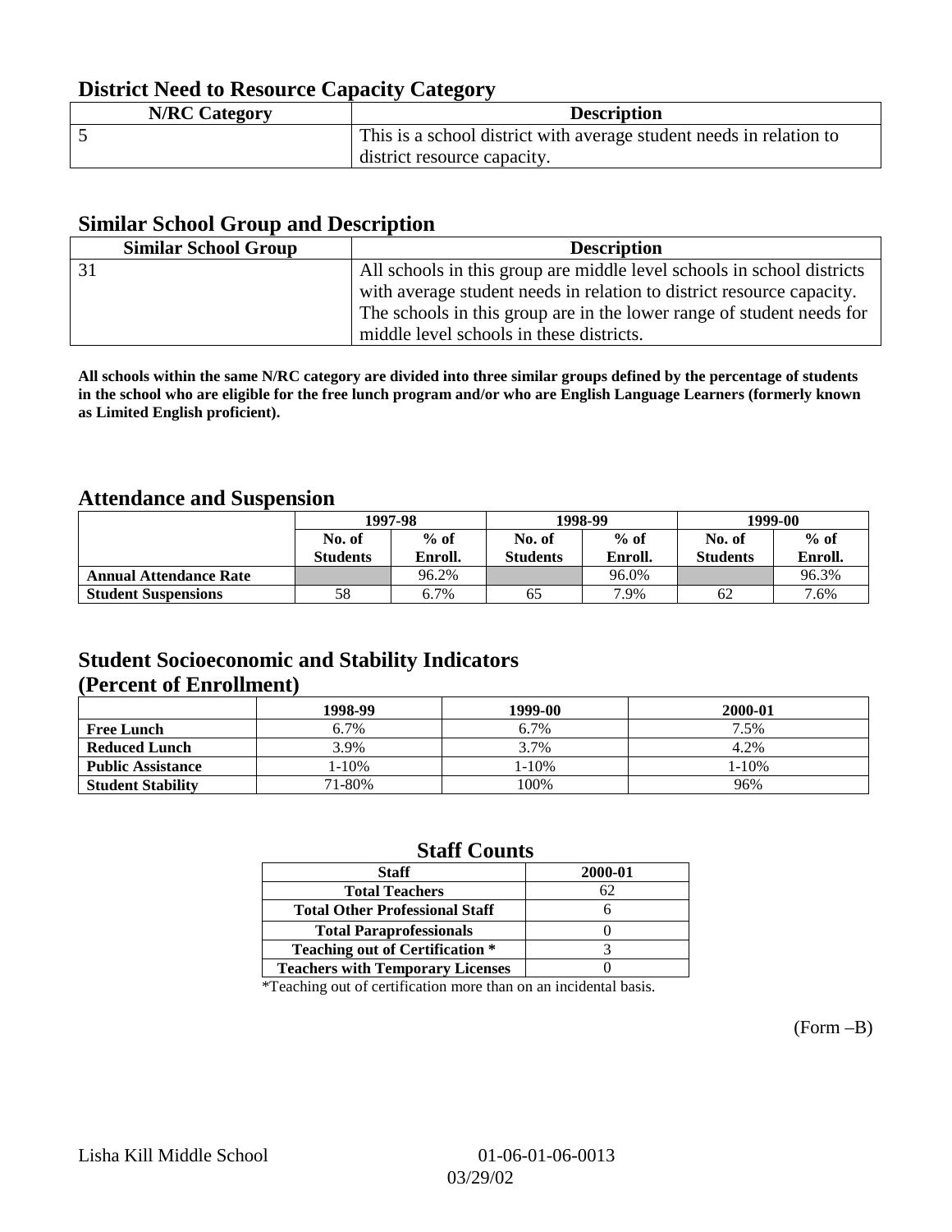## District Need to Resource Capacity Category

| N/RC Category | Description |
|---|---|
| 5 | This is a school district with average student needs in relation to district resource capacity. |

## Similar School Group and Description

| Similar School Group | Description |
|---|---|
| 31 | All schools in this group are middle level schools in school districts with average student needs in relation to district resource capacity. The schools in this group are in the lower range of student needs for middle level schools in these districts. |

**All schools within the same N/RC category are divided into three similar groups defined by the percentage of students in the school who are eligible for the free lunch program and/or who are English Language Learners (formerly known as Limited English proficient).**

## Attendance and Suspension

| | 1997-98 | | 1998-99 | | 1999-00 | |
|---|---|---|---|---|---|---|
| | No. of Students | % of Enroll. | No. of Students | % of Enroll. | No. of Students | % of Enroll. |
| **Annual Attendance Rate** | | 96.2% | | 96.0% | | 96.3% |
| **Student Suspensions** | 58 | 6.7% | 65 | 7.9% | 62 | 7.6% |

## Student Socioeconomic and Stability Indicators (Percent of Enrollment)

| | 1998-99 | 1999-00 | 2000-01 |
|---|---|---|---|
| **Free Lunch** | 6.7% | 6.7% | 7.5% |
| **Reduced Lunch** | 3.9% | 3.7% | 4.2% |
| **Public Assistance** | 1-10% | 1-10% | 1-10% |
| **Student Stability** | 71-80% | 100% | 96% |

## Staff Counts

| Staff | 2000-01 |
|---|---|
| Total Teachers | 62 |
| Total Other Professional Staff | 6 |
| Total Paraprofessionals | 0 |
| Teaching out of Certification * | 3 |
| Teachers with Temporary Licenses | 0 |

*Teaching out of certification more than on an incidental basis.

(Form –B)

Lisha Kill Middle School 01-06-01-06-0013

03/29/02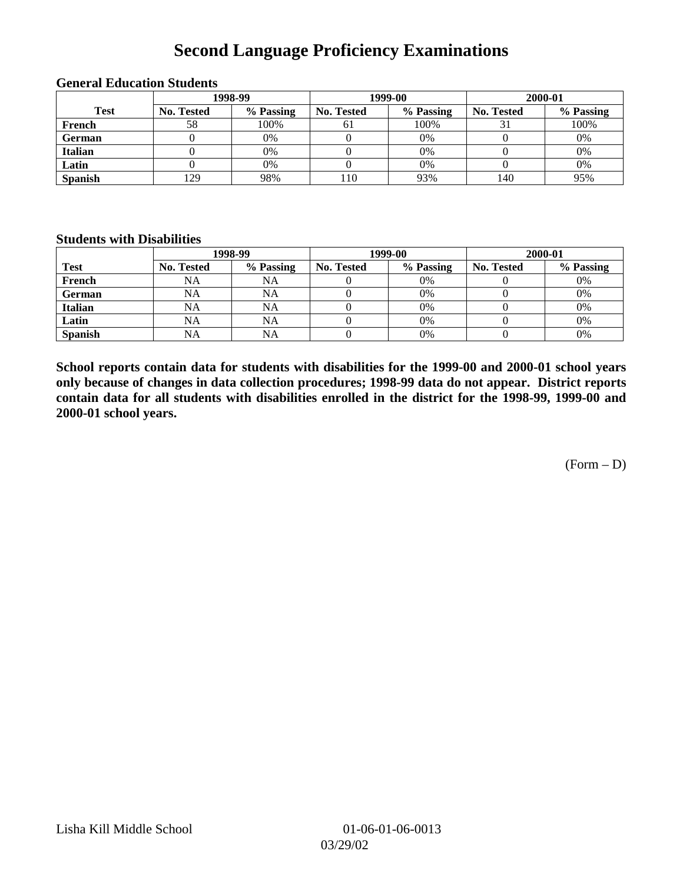# Second Language Proficiency Examinations

### General Education Students

| Test | 1998-99 | | 1999-00 | | 2000-01 | |
|---|---|---|---|---|---|---|
| | No. Tested | % Passing | No. Tested | % Passing | No. Tested | % Passing |
| French | 58 | 100% | 61 | 100% | 31 | 100% |
| German | 0 | 0% | 0 | 0% | 0 | 0% |
| Italian | 0 | 0% | 0 | 0% | 0 | 0% |
| Latin | 0 | 0% | 0 | 0% | 0 | 0% |
| Spanish | 129 | 98% | 110 | 93% | 140 | 95% |

### Students with Disabilities

| Test | 1998-99 | | 1999-00 | | 2000-01 | |
|---|---|---|---|---|---|---|
| | No. Tested | % Passing | No. Tested | % Passing | No. Tested | % Passing |
| French | NA | NA | 0 | 0% | 0 | 0% |
| German | NA | NA | 0 | 0% | 0 | 0% |
| Italian | NA | NA | 0 | 0% | 0 | 0% |
| Latin | NA | NA | 0 | 0% | 0 | 0% |
| Spanish | NA | NA | 0 | 0% | 0 | 0% |

**School reports contain data for students with disabilities for the 1999-00 and 2000-01 school years only because of changes in data collection procedures; 1998-99 data do not appear. District reports contain data for all students with disabilities enrolled in the district for the 1998-99, 1999-00 and 2000-01 school years.**

(Form – D)

Lisha Kill Middle School 01-06-01-06-0013

03/29/02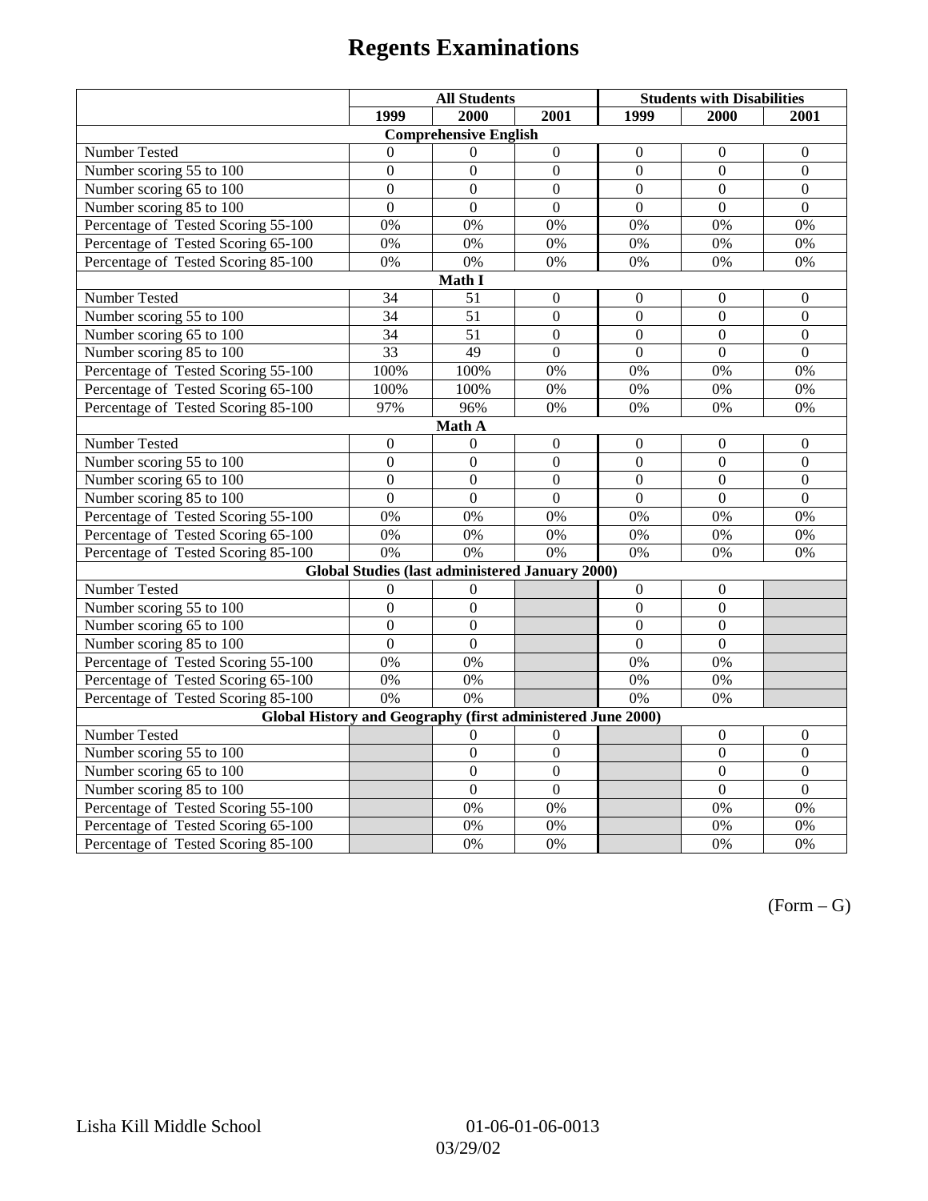# Regents Examinations

| | All Students | | | Students with Disabilities | | |
|---|---|---|---|---|---|---|
| | 1999 | 2000 | 2001 | 1999 | 2000 | 2001 |
| **Comprehensive English** | | | | | | |
| Number Tested | 0 | 0 | 0 | 0 | 0 | 0 |
| Number scoring 55 to 100 | 0 | 0 | 0 | 0 | 0 | 0 |
| Number scoring 65 to 100 | 0 | 0 | 0 | 0 | 0 | 0 |
| Number scoring 85 to 100 | 0 | 0 | 0 | 0 | 0 | 0 |
| Percentage of Tested Scoring 55-100 | 0% | 0% | 0% | 0% | 0% | 0% |
| Percentage of Tested Scoring 65-100 | 0% | 0% | 0% | 0% | 0% | 0% |
| Percentage of Tested Scoring 85-100 | 0% | 0% | 0% | 0% | 0% | 0% |
| **Math I** | | | | | | |
| Number Tested | 34 | 51 | 0 | 0 | 0 | 0 |
| Number scoring 55 to 100 | 34 | 51 | 0 | 0 | 0 | 0 |
| Number scoring 65 to 100 | 34 | 51 | 0 | 0 | 0 | 0 |
| Number scoring 85 to 100 | 33 | 49 | 0 | 0 | 0 | 0 |
| Percentage of Tested Scoring 55-100 | 100% | 100% | 0% | 0% | 0% | 0% |
| Percentage of Tested Scoring 65-100 | 100% | 100% | 0% | 0% | 0% | 0% |
| Percentage of Tested Scoring 85-100 | 97% | 96% | 0% | 0% | 0% | 0% |
| **Math A** | | | | | | |
| Number Tested | 0 | 0 | 0 | 0 | 0 | 0 |
| Number scoring 55 to 100 | 0 | 0 | 0 | 0 | 0 | 0 |
| Number scoring 65 to 100 | 0 | 0 | 0 | 0 | 0 | 0 |
| Number scoring 85 to 100 | 0 | 0 | 0 | 0 | 0 | 0 |
| Percentage of Tested Scoring 55-100 | 0% | 0% | 0% | 0% | 0% | 0% |
| Percentage of Tested Scoring 65-100 | 0% | 0% | 0% | 0% | 0% | 0% |
| Percentage of Tested Scoring 85-100 | 0% | 0% | 0% | 0% | 0% | 0% |
| **Global Studies (last administered January 2000)** | | | | | | |
| Number Tested | 0 | 0 | | 0 | 0 | |
| Number scoring 55 to 100 | 0 | 0 | | 0 | 0 | |
| Number scoring 65 to 100 | 0 | 0 | | 0 | 0 | |
| Number scoring 85 to 100 | 0 | 0 | | 0 | 0 | |
| Percentage of Tested Scoring 55-100 | 0% | 0% | | 0% | 0% | |
| Percentage of Tested Scoring 65-100 | 0% | 0% | | 0% | 0% | |
| Percentage of Tested Scoring 85-100 | 0% | 0% | | 0% | 0% | |
| **Global History and Geography (first administered June 2000)** | | | | | | |
| Number Tested | | 0 | 0 | | 0 | 0 |
| Number scoring 55 to 100 | | 0 | 0 | | 0 | 0 |
| Number scoring 65 to 100 | | 0 | 0 | | 0 | 0 |
| Number scoring 85 to 100 | | 0 | 0 | | 0 | 0 |
| Percentage of Tested Scoring 55-100 | | 0% | 0% | | 0% | 0% |
| Percentage of Tested Scoring 65-100 | | 0% | 0% | | 0% | 0% |
| Percentage of Tested Scoring 85-100 | | 0% | 0% | | 0% | 0% |

(Form – G)

Lisha Kill Middle School 01-06-01-06-0013 03/29/02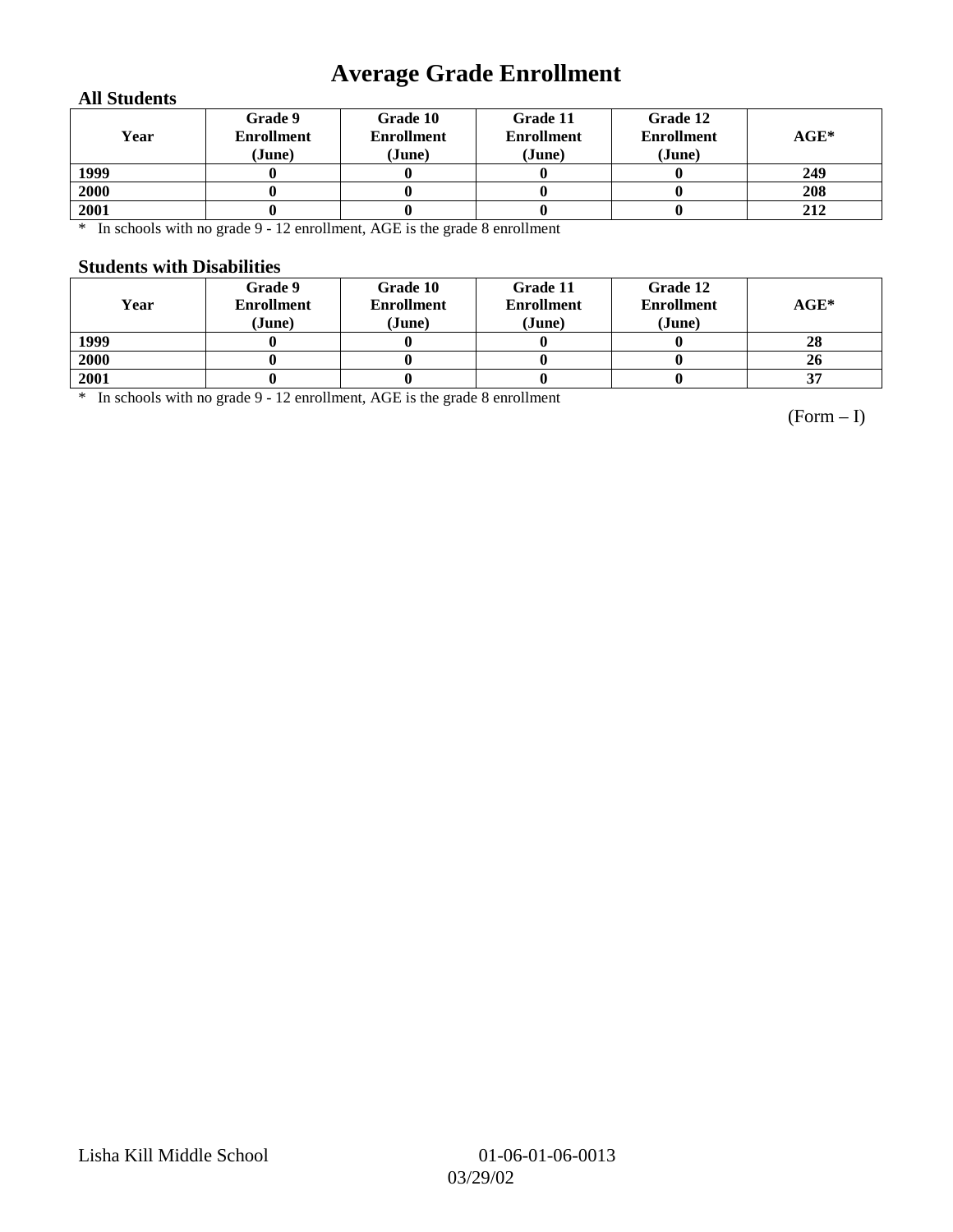# Average Grade Enrollment

### All Students

| Year | Grade 9 Enrollment (June) | Grade 10 Enrollment (June) | Grade 11 Enrollment (June) | Grade 12 Enrollment (June) | AGE* |
|---|---|---|---|---|---|
| 1999 | 0 | 0 | 0 | 0 | 249 |
| 2000 | 0 | 0 | 0 | 0 | 208 |
| 2001 | 0 | 0 | 0 | 0 | 212 |

* In schools with no grade 9 - 12 enrollment, AGE is the grade 8 enrollment

### Students with Disabilities

| Year | Grade 9 Enrollment (June) | Grade 10 Enrollment (June) | Grade 11 Enrollment (June) | Grade 12 Enrollment (June) | AGE* |
|---|---|---|---|---|---|
| 1999 | 0 | 0 | 0 | 0 | 28 |
| 2000 | 0 | 0 | 0 | 0 | 26 |
| 2001 | 0 | 0 | 0 | 0 | 37 |

* In schools with no grade 9 - 12 enrollment, AGE is the grade 8 enrollment

(Form – I)

Lisha Kill Middle School 01-06-01-06-0013
03/29/02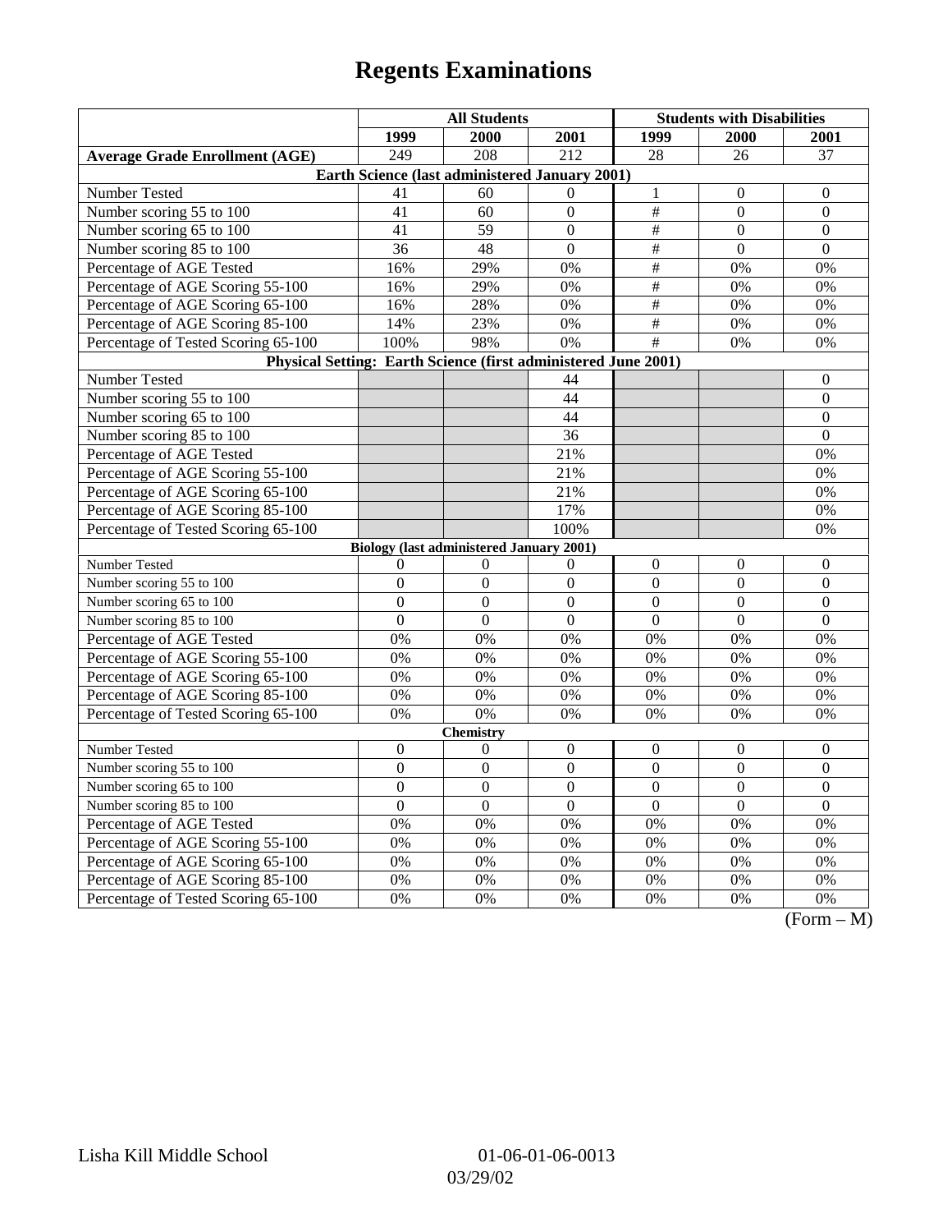# Regents Examinations

| | All Students | | | Students with Disabilities | | |
|---|---|---|---|---|---|---|
| | 1999 | 2000 | 2001 | 1999 | 2000 | 2001 |
| **Average Grade Enrollment (AGE)** | 249 | 208 | 212 | 28 | 26 | 37 |
| **Earth Science (last administered January 2001)** | | | | | | |
| Number Tested | 41 | 60 | 0 | 1 | 0 | 0 |
| Number scoring 55 to 100 | 41 | 60 | 0 | # | 0 | 0 |
| Number scoring 65 to 100 | 41 | 59 | 0 | # | 0 | 0 |
| Number scoring 85 to 100 | 36 | 48 | 0 | # | 0 | 0 |
| Percentage of AGE Tested | 16% | 29% | 0% | # | 0% | 0% |
| Percentage of AGE Scoring 55-100 | 16% | 29% | 0% | # | 0% | 0% |
| Percentage of AGE Scoring 65-100 | 16% | 28% | 0% | # | 0% | 0% |
| Percentage of AGE Scoring 85-100 | 14% | 23% | 0% | # | 0% | 0% |
| Percentage of Tested Scoring 65-100 | 100% | 98% | 0% | # | 0% | 0% |
| **Physical Setting: Earth Science (first administered June 2001)** | | | | | | |
| Number Tested | | | 44 | | | 0 |
| Number scoring 55 to 100 | | | 44 | | | 0 |
| Number scoring 65 to 100 | | | 44 | | | 0 |
| Number scoring 85 to 100 | | | 36 | | | 0 |
| Percentage of AGE Tested | | | 21% | | | 0% |
| Percentage of AGE Scoring 55-100 | | | 21% | | | 0% |
| Percentage of AGE Scoring 65-100 | | | 21% | | | 0% |
| Percentage of AGE Scoring 85-100 | | | 17% | | | 0% |
| Percentage of Tested Scoring 65-100 | | | 100% | | | 0% |
| **Biology (last administered January 2001)** | | | | | | |
| Number Tested | 0 | 0 | 0 | 0 | 0 | 0 |
| Number scoring 55 to 100 | 0 | 0 | 0 | 0 | 0 | 0 |
| Number scoring 65 to 100 | 0 | 0 | 0 | 0 | 0 | 0 |
| Number scoring 85 to 100 | 0 | 0 | 0 | 0 | 0 | 0 |
| Percentage of AGE Tested | 0% | 0% | 0% | 0% | 0% | 0% |
| Percentage of AGE Scoring 55-100 | 0% | 0% | 0% | 0% | 0% | 0% |
| Percentage of AGE Scoring 65-100 | 0% | 0% | 0% | 0% | 0% | 0% |
| Percentage of AGE Scoring 85-100 | 0% | 0% | 0% | 0% | 0% | 0% |
| Percentage of Tested Scoring 65-100 | 0% | 0% | 0% | 0% | 0% | 0% |
| **Chemistry** | | | | | | |
| Number Tested | 0 | 0 | 0 | 0 | 0 | 0 |
| Number scoring 55 to 100 | 0 | 0 | 0 | 0 | 0 | 0 |
| Number scoring 65 to 100 | 0 | 0 | 0 | 0 | 0 | 0 |
| Number scoring 85 to 100 | 0 | 0 | 0 | 0 | 0 | 0 |
| Percentage of AGE Tested | 0% | 0% | 0% | 0% | 0% | 0% |
| Percentage of AGE Scoring 55-100 | 0% | 0% | 0% | 0% | 0% | 0% |
| Percentage of AGE Scoring 65-100 | 0% | 0% | 0% | 0% | 0% | 0% |
| Percentage of AGE Scoring 85-100 | 0% | 0% | 0% | 0% | 0% | 0% |
| Percentage of Tested Scoring 65-100 | 0% | 0% | 0% | 0% | 0% | 0% |

(Form – M)

Lisha Kill Middle School 01-06-01-06-0013

03/29/02